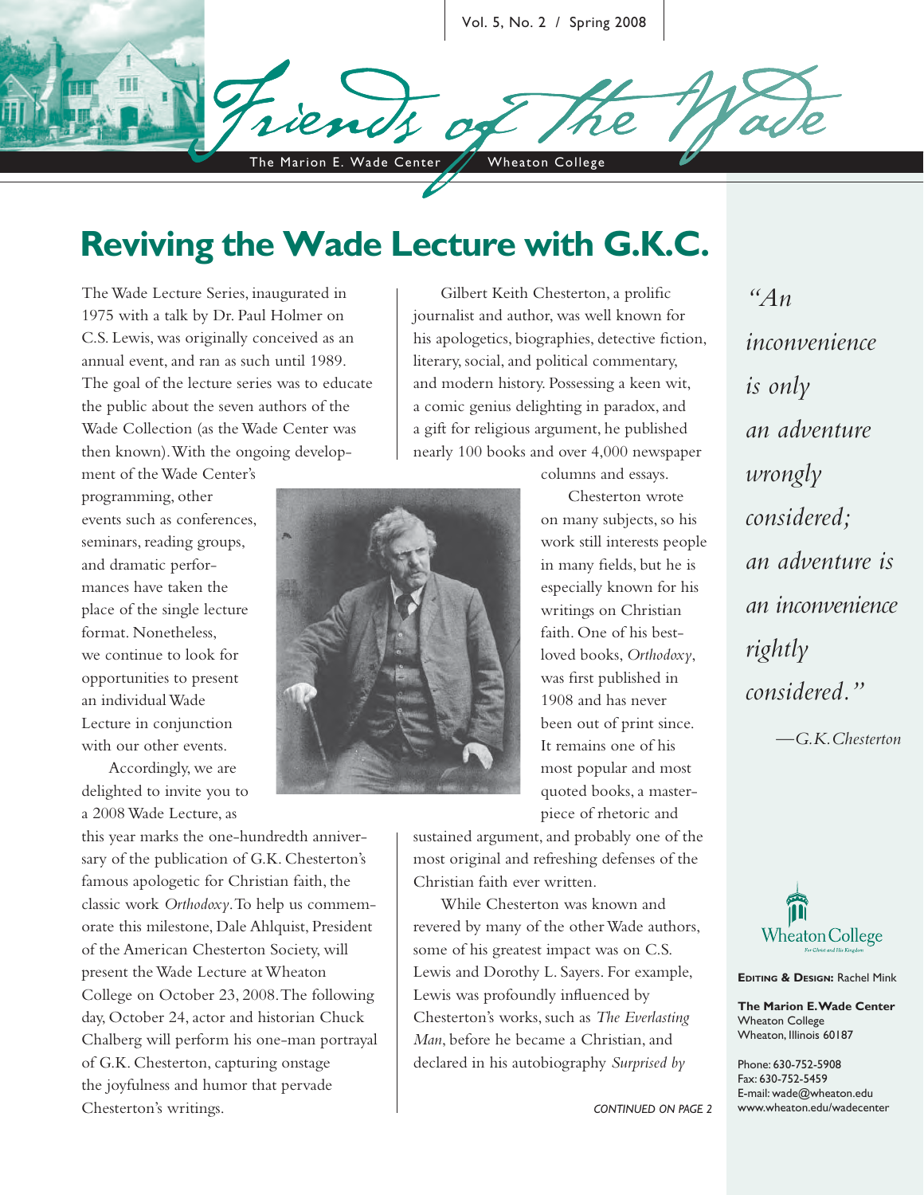# Friends of the Wade

The Marion E. Wade Center — Wheaton College

## Reviving the Wade Lecture with G.K.C.

The Wade Lecture Series, inaugurated in 1975 with a talk by Dr. Paul Holmer on C.S. Lewis, was originally conceived as an annual event, and ran as such until 1989. The goal of the lecture series was to educate the public about the seven authors of the Wade Collection (as the Wade Center was then known). With the ongoing development of the Wade Center's programming, other events such as conferences, seminars, reading groups, and dramatic performances have taken the place of the single lecture format. Nonetheless, we continue to look for opportunities to present an individual Wade Lecture in conjunction with our other events.

Accordingly, we are delighted to invite you to a 2008 Wade Lecture, as this year marks the one-hundredth anniversary of the publication of G.K. Chesterton's famous apologetic for Christian faith, the classic work *Orthodoxy*. To help us commemorate this milestone, Dale Ahlquist, President of the American Chesterton Society, will present the Wade Lecture at Wheaton College on October 23, 2008. The following day, October 24, actor and historian Chuck Chalberg will perform his one-man portrayal of G.K. Chesterton, capturing onstage the joyfulness and humor that pervade Chesterton's writings.

Gilbert Keith Chesterton, a prolific journalist and author, was well known for his apologetics, biographies, detective fiction, literary, social, and political commentary, and modern history. Possessing a keen wit, a comic genius delighting in paradox, and a gift for religious argument, he published nearly 100 books and over 4,000 newspaper columns and essays.

Chesterton wrote on many subjects, so his work still interests people in many fields, but he is especially known for his writings on Christian faith. One of his best-loved books, *Orthodoxy*, was first published in 1908 and has never been out of print since. It remains one of his most popular and most quoted books, a masterpiece of rhetoric and sustained argument, and probably one of the most original and refreshing defenses of the Christian faith ever written.

While Chesterton was known and revered by many of the other Wade authors, some of his greatest impact was on C.S. Lewis and Dorothy L. Sayers. For example, Lewis was profoundly influenced by Chesterton's works, such as *The Everlasting Man*, before he became a Christian, and declared in his autobiography *Surprised by*

*CONTINUED ON PAGE 2*

*"An inconvenience is only an adventure wrongly considered; an adventure is an inconvenience rightly considered."*

*—G.K. Chesterton*

Wheaton College

**Editing & Design:** Rachel Mink

**The Marion E. Wade Center**
Wheaton College
Wheaton, Illinois 60187

Phone: 630-752-5908
Fax: 630-752-5459
E-mail: wade@wheaton.edu
www.wheaton.edu/wadecenter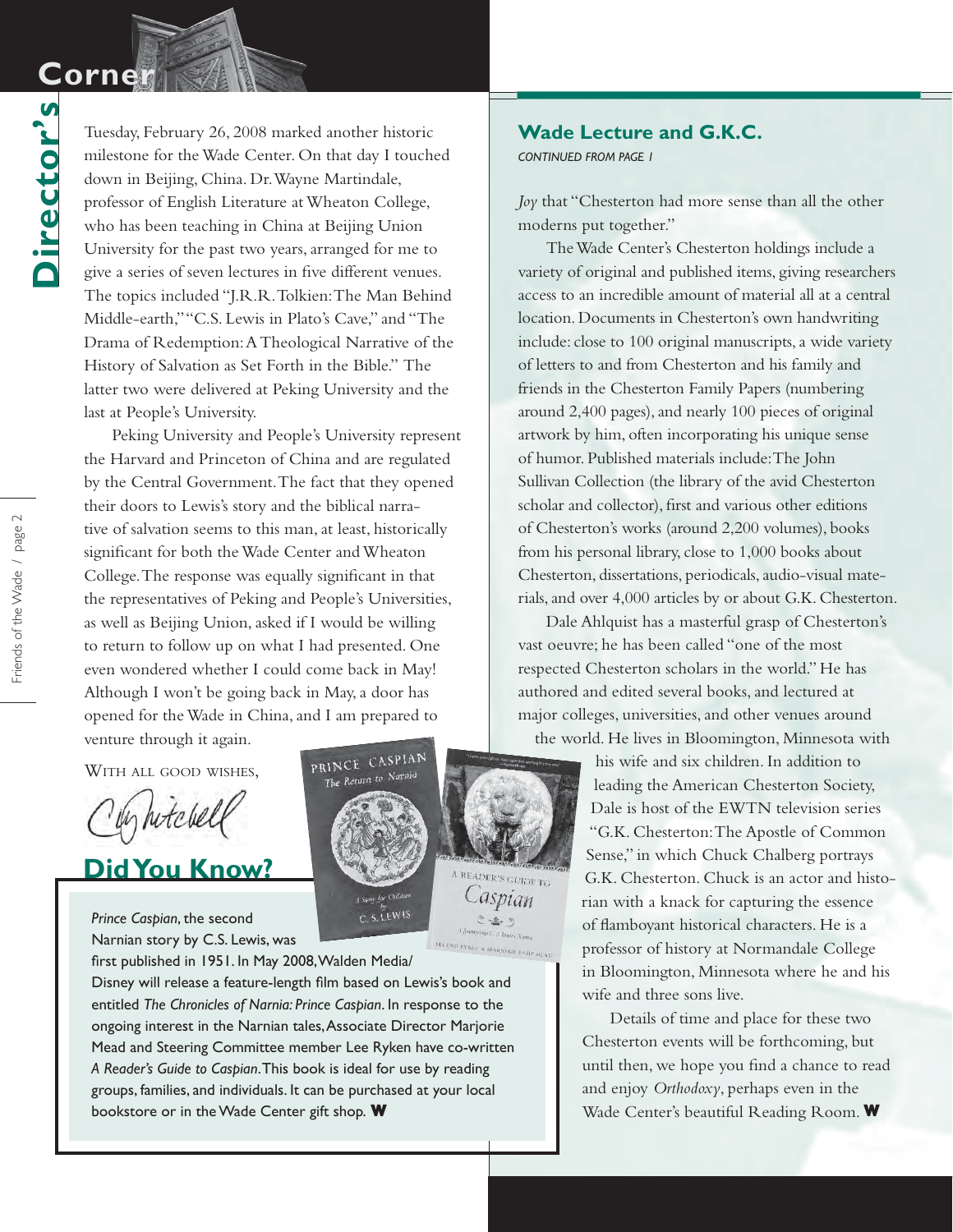# Director's Corner

Tuesday, February 26, 2008 marked another historic milestone for the Wade Center. On that day I touched down in Beijing, China. Dr. Wayne Martindale, professor of English Literature at Wheaton College, who has been teaching in China at Beijing Union University for the past two years, arranged for me to give a series of seven lectures in five different venues. The topics included "J.R.R. Tolkien: The Man Behind Middle-earth," "C.S. Lewis in Plato's Cave," and "The Drama of Redemption: A Theological Narrative of the History of Salvation as Set Forth in the Bible." The latter two were delivered at Peking University and the last at People's University.

Peking University and People's University represent the Harvard and Princeton of China and are regulated by the Central Government. The fact that they opened their doors to Lewis's story and the biblical narrative of salvation seems to this man, at least, historically significant for both the Wade Center and Wheaton College. The response was equally significant in that the representatives of Peking and People's Universities, as well as Beijing Union, asked if I would be willing to return to follow up on what I had presented. One even wondered whether I could come back in May! Although I won't be going back in May, a door has opened for the Wade in China, and I am prepared to venture through it again.

WITH ALL GOOD WISHES,

Chris Mitchell

## Did You Know?

*Prince Caspian*, the second Narnian story by C.S. Lewis, was first published in 1951. In May 2008, Walden Media/ Disney will release a feature-length film based on Lewis's book and entitled *The Chronicles of Narnia: Prince Caspian*. In response to the ongoing interest in the Narnian tales, Associate Director Marjorie Mead and Steering Committee member Lee Ryken have co-written *A Reader's Guide to Caspian*. This book is ideal for use by reading groups, families, and individuals. It can be purchased at your local bookstore or in the Wade Center gift shop. **W**

## Wade Lecture and G.K.C.

*CONTINUED FROM PAGE 1*

*Joy* that "Chesterton had more sense than all the other moderns put together."

The Wade Center's Chesterton holdings include a variety of original and published items, giving researchers access to an incredible amount of material all at a central location. Documents in Chesterton's own handwriting include: close to 100 original manuscripts, a wide variety of letters to and from Chesterton and his family and friends in the Chesterton Family Papers (numbering around 2,400 pages), and nearly 100 pieces of original artwork by him, often incorporating his unique sense of humor. Published materials include: The John Sullivan Collection (the library of the avid Chesterton scholar and collector), first and various other editions of Chesterton's works (around 2,200 volumes), books from his personal library, close to 1,000 books about Chesterton, dissertations, periodicals, audio-visual materials, and over 4,000 articles by or about G.K. Chesterton.

Dale Ahlquist has a masterful grasp of Chesterton's vast oeuvre; he has been called "one of the most respected Chesterton scholars in the world." He has authored and edited several books, and lectured at major colleges, universities, and other venues around the world. He lives in Bloomington, Minnesota with his wife and six children. In addition to leading the American Chesterton Society, Dale is host of the EWTN television series "G.K. Chesterton: The Apostle of Common Sense," in which Chuck Chalberg portrays G.K. Chesterton. Chuck is an actor and historian with a knack for capturing the essence of flamboyant historical characters. He is a professor of history at Normandale College in Bloomington, Minnesota where he and his wife and three sons live.

Details of time and place for these two Chesterton events will be forthcoming, but until then, we hope you find a chance to read and enjoy *Orthodoxy*, perhaps even in the Wade Center's beautiful Reading Room. **W**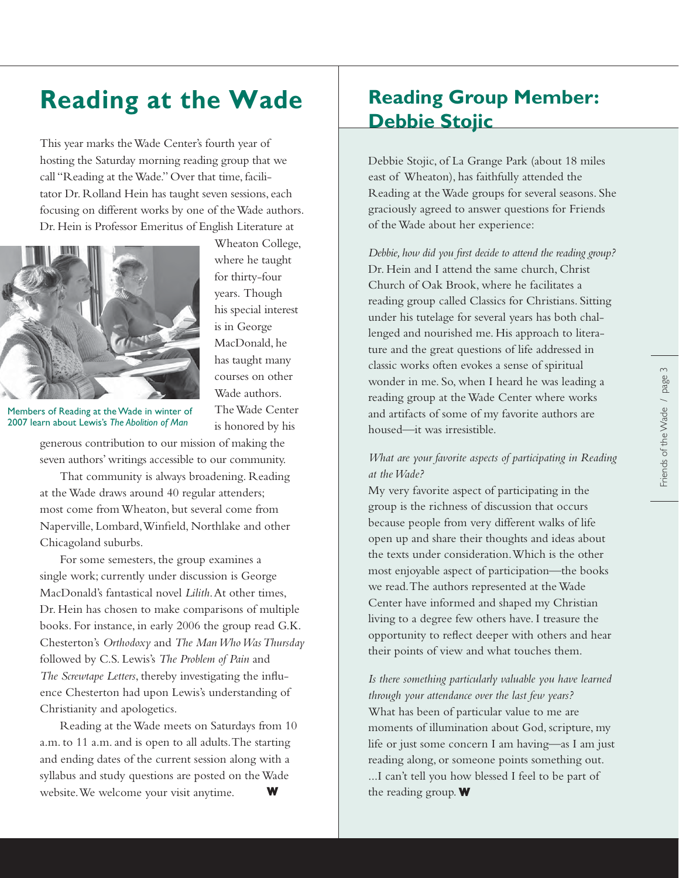# Reading at the Wade

This year marks the Wade Center's fourth year of hosting the Saturday morning reading group that we call "Reading at the Wade." Over that time, facilitator Dr. Rolland Hein has taught seven sessions, each focusing on different works by one of the Wade authors. Dr. Hein is Professor Emeritus of English Literature at Wheaton College, where he taught for thirty-four years. Though his special interest is in George MacDonald, he has taught many courses on other Wade authors. The Wade Center is honored by his generous contribution to our mission of making the seven authors' writings accessible to our community.

Members of Reading at the Wade in winter of 2007 learn about Lewis's *The Abolition of Man*

That community is always broadening. Reading at the Wade draws around 40 regular attenders; most come from Wheaton, but several come from Naperville, Lombard, Winfield, Northlake and other Chicagoland suburbs.

For some semesters, the group examines a single work; currently under discussion is George MacDonald's fantastical novel *Lilith*. At other times, Dr. Hein has chosen to make comparisons of multiple books. For instance, in early 2006 the group read G.K. Chesterton's *Orthodoxy* and *The Man Who Was Thursday* followed by C.S. Lewis's *The Problem of Pain* and *The Screwtape Letters*, thereby investigating the influence Chesterton had upon Lewis's understanding of Christianity and apologetics.

Reading at the Wade meets on Saturdays from 10 a.m. to 11 a.m. and is open to all adults. The starting and ending dates of the current session along with a syllabus and study questions are posted on the Wade website. We welcome your visit anytime. **W**

## Reading Group Member: Debbie Stojic

Debbie Stojic, of La Grange Park (about 18 miles east of Wheaton), has faithfully attended the Reading at the Wade groups for several seasons. She graciously agreed to answer questions for Friends of the Wade about her experience:

*Debbie, how did you first decide to attend the reading group?*
Dr. Hein and I attend the same church, Christ Church of Oak Brook, where he facilitates a reading group called Classics for Christians. Sitting under his tutelage for several years has both challenged and nourished me. His approach to literature and the great questions of life addressed in classic works often evokes a sense of spiritual wonder in me. So, when I heard he was leading a reading group at the Wade Center where works and artifacts of some of my favorite authors are housed—it was irresistible.

*What are your favorite aspects of participating in Reading at the Wade?*
My very favorite aspect of participating in the group is the richness of discussion that occurs because people from very different walks of life open up and share their thoughts and ideas about the texts under consideration. Which is the other most enjoyable aspect of participation—the books we read. The authors represented at the Wade Center have informed and shaped my Christian living to a degree few others have. I treasure the opportunity to reflect deeper with others and hear their points of view and what touches them.

*Is there something particularly valuable you have learned through your attendance over the last few years?*
What has been of particular value to me are moments of illumination about God, scripture, my life or just some concern I am having—as I am just reading along, or someone points something out. ...I can't tell you how blessed I feel to be part of the reading group. **W**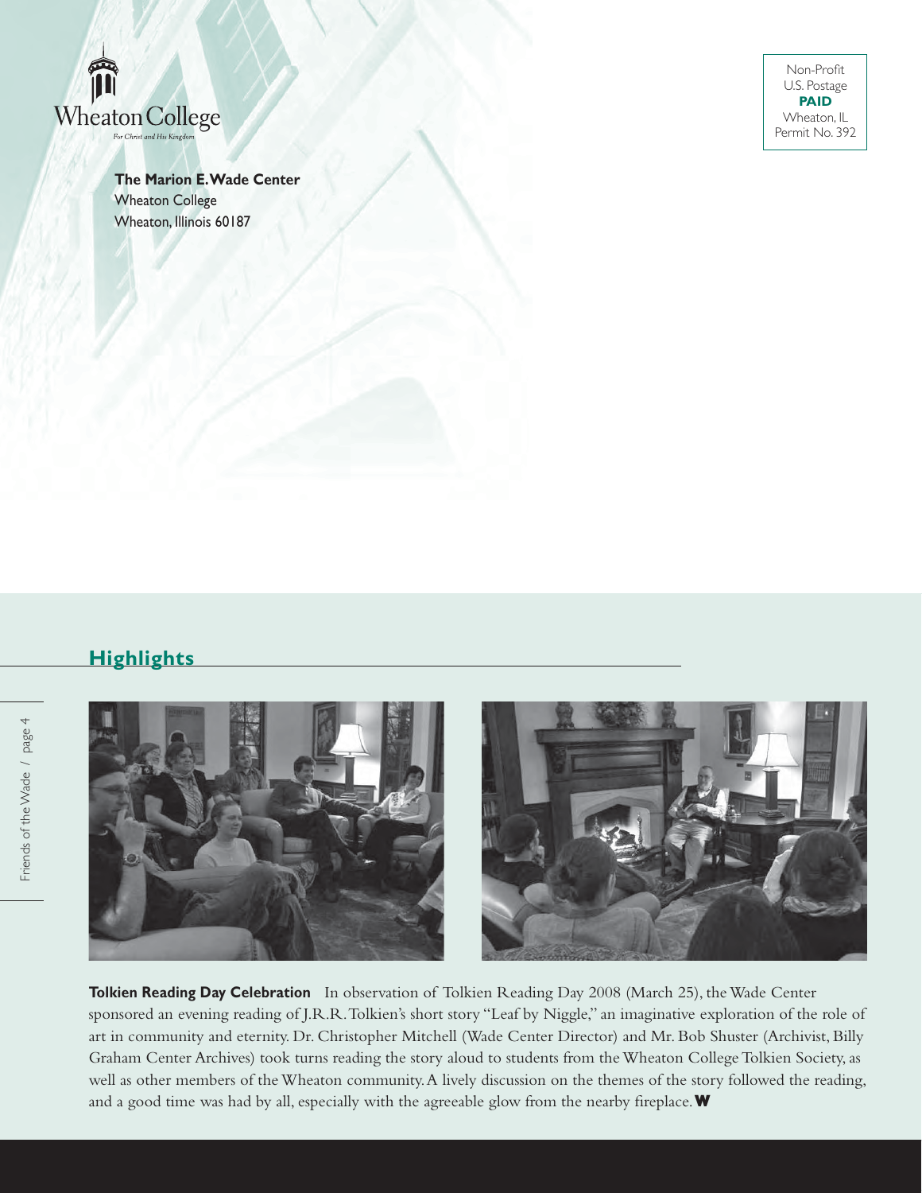Wheaton College

For Christ and His Kingdom

**The Marion E. Wade Center**
Wheaton College
Wheaton, Illinois 60187

Non-Profit
U.S. Postage
**PAID**
Wheaton, IL
Permit No. 392

## Highlights

**Tolkien Reading Day Celebration** In observation of Tolkien Reading Day 2008 (March 25), the Wade Center sponsored an evening reading of J.R.R. Tolkien's short story "Leaf by Niggle," an imaginative exploration of the role of art in community and eternity. Dr. Christopher Mitchell (Wade Center Director) and Mr. Bob Shuster (Archivist, Billy Graham Center Archives) took turns reading the story aloud to students from the Wheaton College Tolkien Society, as well as other members of the Wheaton community. A lively discussion on the themes of the story followed the reading, and a good time was had by all, especially with the agreeable glow from the nearby fireplace. **W**